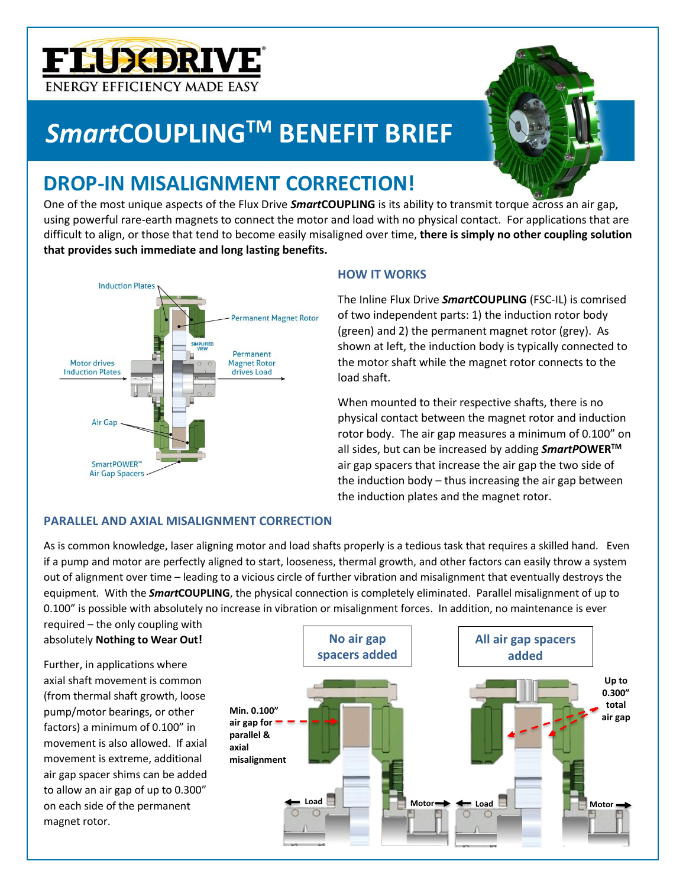# *Smart*COUPLING™ BENEFIT BRIEF

## DROP-IN MISALIGNMENT CORRECTION!

One of the most unique aspects of the Flux Drive ***Smart*COUPLING** is its ability to transmit torque across an air gap, using powerful rare-earth magnets to connect the motor and load with no physical contact. For applications that are difficult to align, or those that tend to become easily misaligned over time, **there is simply no other coupling solution that provides such immediate and long lasting benefits.**

### HOW IT WORKS

The Inline Flux Drive ***Smart*COUPLING** (FSC-IL) is comrised of two independent parts: 1) the induction rotor body (green) and 2) the permanent magnet rotor (grey). As shown at left, the induction body is typically connected to the motor shaft while the magnet rotor connects to the load shaft.

When mounted to their respective shafts, there is no physical contact between the magnet rotor and induction rotor body. The air gap measures a minimum of 0.100" on all sides, but can be increased by adding ***Smart*POWER™** air gap spacers that increase the air gap the two side of the induction body – thus increasing the air gap between the induction plates and the magnet rotor.

### PARALLEL AND AXIAL MISALIGNMENT CORRECTION

As is common knowledge, laser aligning motor and load shafts properly is a tedious task that requires a skilled hand. Even if a pump and motor are perfectly aligned to start, looseness, thermal growth, and other factors can easily throw a system out of alignment over time – leading to a vicious circle of further vibration and misalignment that eventually destroys the equipment. With the ***Smart*COUPLING**, the physical connection is completely eliminated. Parallel misalignment of up to 0.100" is possible with absolutely no increase in vibration or misalignment forces. In addition, no maintenance is ever required – the only coupling with absolutely **Nothing to Wear Out!**

Further, in applications where axial shaft movement is common (from thermal shaft growth, loose pump/motor bearings, or other factors) a minimum of 0.100" in movement is also allowed. If axial movement is extreme, additional air gap spacer shims can be added to allow an air gap of up to 0.300" on each side of the permanent magnet rotor.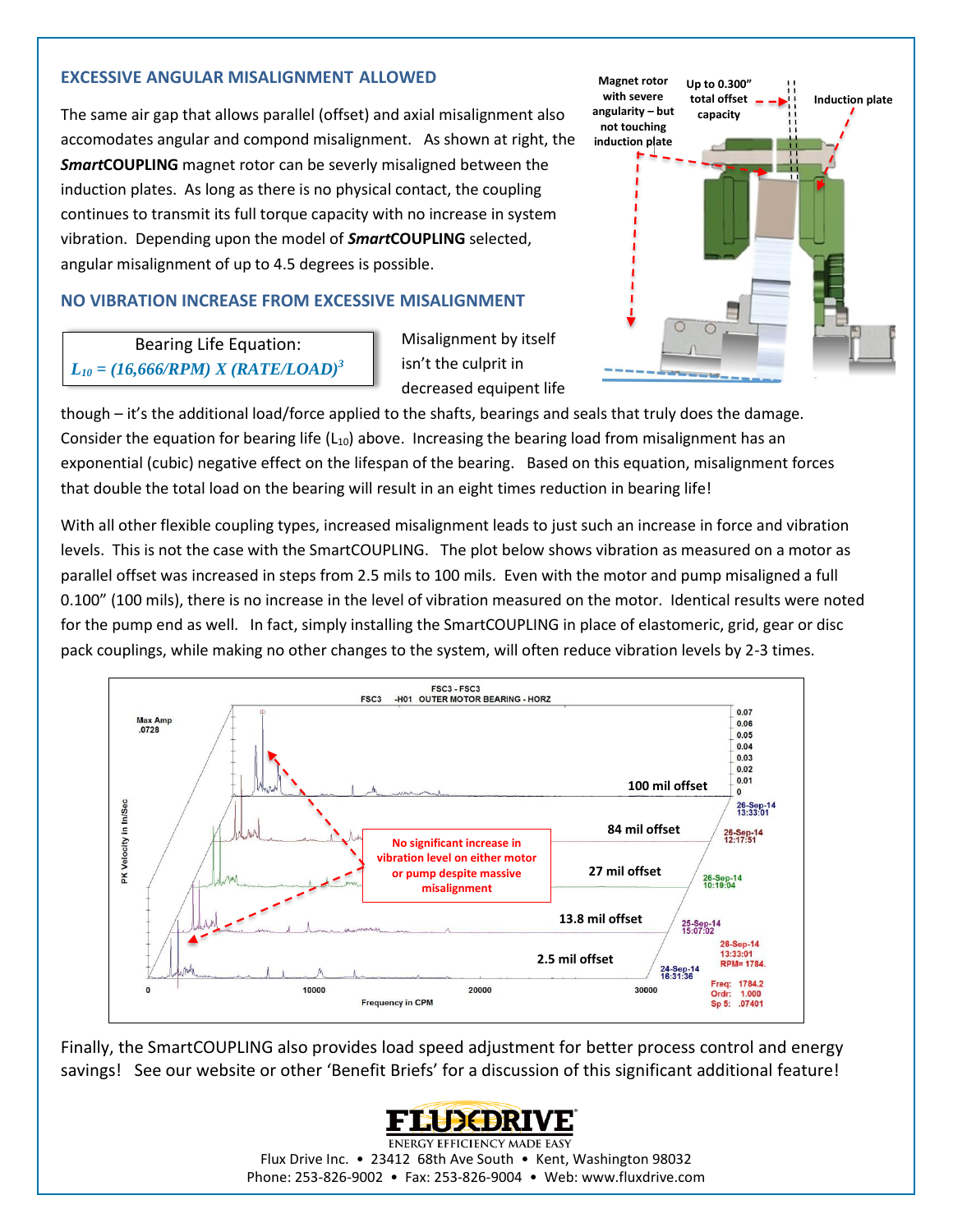## EXCESSIVE ANGULAR MISALIGNMENT ALLOWED

The same air gap that allows parallel (offset) and axial misalignment also accomodates angular and compound misalignment. As shown at right, the ***Smart*COUPLING** magnet rotor can be severly misaligned between the induction plates. As long as there is no physical contact, the coupling continues to transmit its full torque capacity with no increase in system vibration. Depending upon the model of ***Smart*COUPLING** selected, angular misalignment of up to 4.5 degrees is possible.

Magnet rotor with severe angularity – but not touching induction plate

Up to 0.300" total offset capacity

Induction plate

## NO VIBRATION INCREASE FROM EXCESSIVE MISALIGNMENT

Bearing Life Equation:

$$L_{10} = (16{,}666/RPM) \times (RATE/LOAD)^3$$

Misalignment by itself isn't the culprit in decreased equipent life though – it's the additional load/force applied to the shafts, bearings and seals that truly does the damage. Consider the equation for bearing life ($L_{10}$) above. Increasing the bearing load from misalignment has an exponential (cubic) negative effect on the lifespan of the bearing. Based on this equation, misalignment forces that double the total load on the bearing will result in an eight times reduction in bearing life!

With all other flexible coupling types, increased misalignment leads to just such an increase in force and vibration levels. This is not the case with the SmartCOUPLING. The plot below shows vibration as measured on a motor as parallel offset was increased in steps from 2.5 mils to 100 mils. Even with the motor and pump misaligned a full 0.100" (100 mils), there is no increase in the level of vibration measured on the motor. Identical results were noted for the pump end as well. In fact, simply installing the SmartCOUPLING in place of elastomeric, grid, gear or disc pack couplings, while making no other changes to the system, will often reduce vibration levels by 2-3 times.

FSC3 - FSC3
FSC3 -H01 OUTER MOTOR BEARING - HORZ

Max Amp
.0728

PK Velocity in In/Sec

0.07
0.06
0.05
0.04
0.03
0.02
0.01
0

100 mil offset
26-Sep-14 13:33:01

84 mil offset
26-Sep-14 12:17:51

27 mil offset
26-Sep-14 10:19:04

13.8 mil offset
25-Sep-14 15:07:02

2.5 mil offset
24-Sep-14 16:31:36

No significant increase in vibration level on either motor or pump despite massive misalignment

26-Sep-14
13:33:01
RPM= 1784.

Freq: 1784.2
Ordr: 1.000
Sp 5: .07401

0 10000 20000 30000
Frequency in CPM

Finally, the SmartCOUPLING also provides load speed adjustment for better process control and energy savings! See our website or other 'Benefit Briefs' for a discussion of this significant additional feature!

FLUXDRIVE
ENERGY EFFICIENCY MADE EASY

Flux Drive Inc. • 23412 68th Ave South • Kent, Washington 98032
Phone: 253-826-9002 • Fax: 253-826-9004 • Web: www.fluxdrive.com